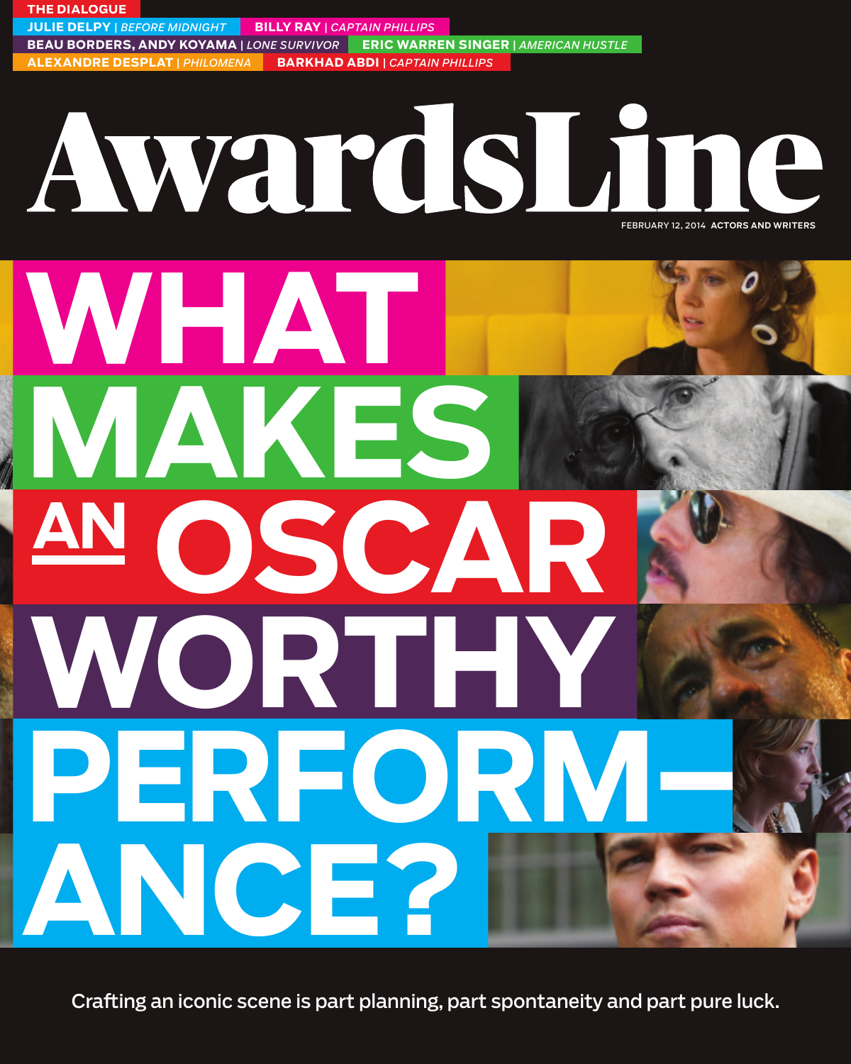**THE DIALOGUE**

**JULIE DELPY** | *BEFORE MIDNIGHT*
**BILLY RAY** | *CAPTAIN PHILLIPS*
**BEAU BORDERS, ANDY KOYAMA** | *LONE SURVIVOR*
**ERIC WARREN SINGER** | *AMERICAN HUSTLE*
**ALEXANDRE DESPLAT** | *PHILOMENA*
**BARKHAD ABDI** | *CAPTAIN PHILLIPS*

# AwardsLine

FEBRUARY 12, 2014 **ACTORS AND WRITERS**

# WHAT MAKES AN OSCAR WORTHY PERFORM–ANCE?

Crafting an iconic scene is part planning, part spontaneity and part pure luck.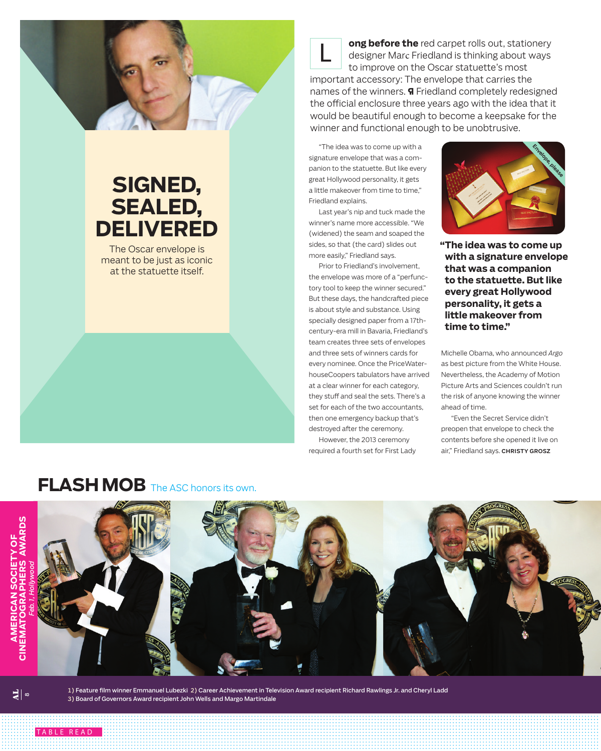# SIGNED, SEALED, DELIVERED

The Oscar envelope is meant to be just as iconic at the statuette itself.

**Long before the** red carpet rolls out, stationery designer Marc Friedland is thinking about ways to improve on the Oscar statuette's most important accessory: The envelope that carries the names of the winners. ¶ Friedland completely redesigned the official enclosure three years ago with the idea that it would be beautiful enough to become a keepsake for the winner and functional enough to be unobtrusive.

"The idea was to come up with a signature envelope that was a companion to the statuette. But like every great Hollywood personality, it gets a little makeover from time to time," Friedland explains.

Last year's nip and tuck made the winner's name more accessible. "We (widened) the seam and soaped the sides, so that (the card) slides out more easily," Friedland says.

Prior to Friedland's involvement, the envelope was more of a "perfunctory tool to keep the winner secured." But these days, the handcrafted piece is about style and substance. Using specially designed paper from a 17th-century-era mill in Bavaria, Friedland's team creates three sets of envelopes and three sets of winners cards for every nominee. Once the PriceWaterhouseCoopers tabulators have arrived at a clear winner for each category, they stuff and seal the sets. There's a set for each of the two accountants, then one emergency backup that's destroyed after the ceremony.

However, the 2013 ceremony required a fourth set for First Lady Michelle Obama, who announced *Argo* as best picture from the White House. Nevertheless, the Academy of Motion Picture Arts and Sciences couldn't run the risk of anyone knowing the winner ahead of time.

"Even the Secret Service didn't preopen that envelope to check the contents before she opened it live on air," Friedland says. **CHRISTY GROSZ**

Envelope, please

**"The idea was to come up with a signature envelope that was a companion to the statuette. But like every great Hollywood personality, it gets a little makeover from time to time."**

# FLASH MOB The ASC honors its own.

**AMERICAN SOCIETY OF CINEMATOGRAPHERS AWARDS** *Feb. 1, Hollywood*

1) Feature film winner Emmanuel Lubezki 2) Career Achievement in Television Award recipient Richard Rawlings Jr. and Cheryl Ladd
3) Board of Governors Award recipient John Wells and Margo Martindale